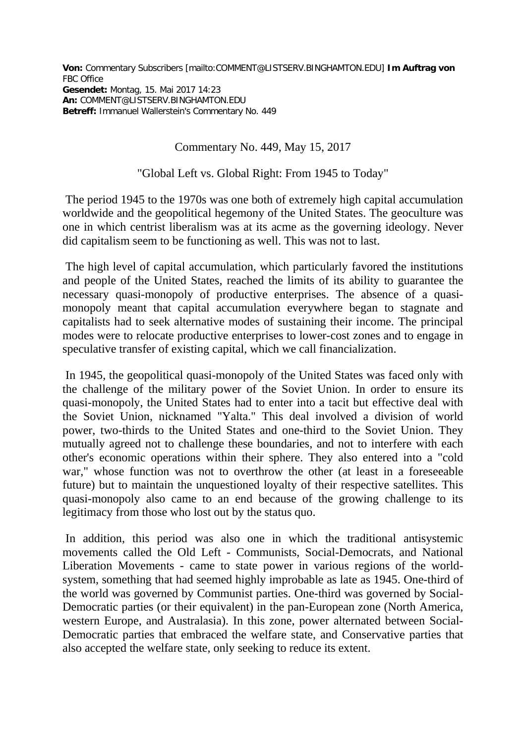**Von:** Commentary Subscribers [mailto:COMMENT@LISTSERV.BINGHAMTON.EDU] **Im Auftrag von** FBC Office
**Gesendet:** Montag, 15. Mai 2017 14:23
**An:** COMMENT@LISTSERV.BINGHAMTON.EDU
**Betreff:** Immanuel Wallerstein's Commentary No. 449

Commentary No. 449, May 15, 2017

"Global Left vs. Global Right: From 1945 to Today"

The period 1945 to the 1970s was one both of extremely high capital accumulation worldwide and the geopolitical hegemony of the United States. The geoculture was one in which centrist liberalism was at its acme as the governing ideology. Never did capitalism seem to be functioning as well. This was not to last.

The high level of capital accumulation, which particularly favored the institutions and people of the United States, reached the limits of its ability to guarantee the necessary quasi-monopoly of productive enterprises. The absence of a quasi-monopoly meant that capital accumulation everywhere began to stagnate and capitalists had to seek alternative modes of sustaining their income. The principal modes were to relocate productive enterprises to lower-cost zones and to engage in speculative transfer of existing capital, which we call financialization.

In 1945, the geopolitical quasi-monopoly of the United States was faced only with the challenge of the military power of the Soviet Union. In order to ensure its quasi-monopoly, the United States had to enter into a tacit but effective deal with the Soviet Union, nicknamed "Yalta." This deal involved a division of world power, two-thirds to the United States and one-third to the Soviet Union. They mutually agreed not to challenge these boundaries, and not to interfere with each other's economic operations within their sphere. They also entered into a "cold war," whose function was not to overthrow the other (at least in a foreseeable future) but to maintain the unquestioned loyalty of their respective satellites. This quasi-monopoly also came to an end because of the growing challenge to its legitimacy from those who lost out by the status quo.

In addition, this period was also one in which the traditional antisystemic movements called the Old Left - Communists, Social-Democrats, and National Liberation Movements - came to state power in various regions of the world-system, something that had seemed highly improbable as late as 1945. One-third of the world was governed by Communist parties. One-third was governed by Social-Democratic parties (or their equivalent) in the pan-European zone (North America, western Europe, and Australasia). In this zone, power alternated between Social-Democratic parties that embraced the welfare state, and Conservative parties that also accepted the welfare state, only seeking to reduce its extent.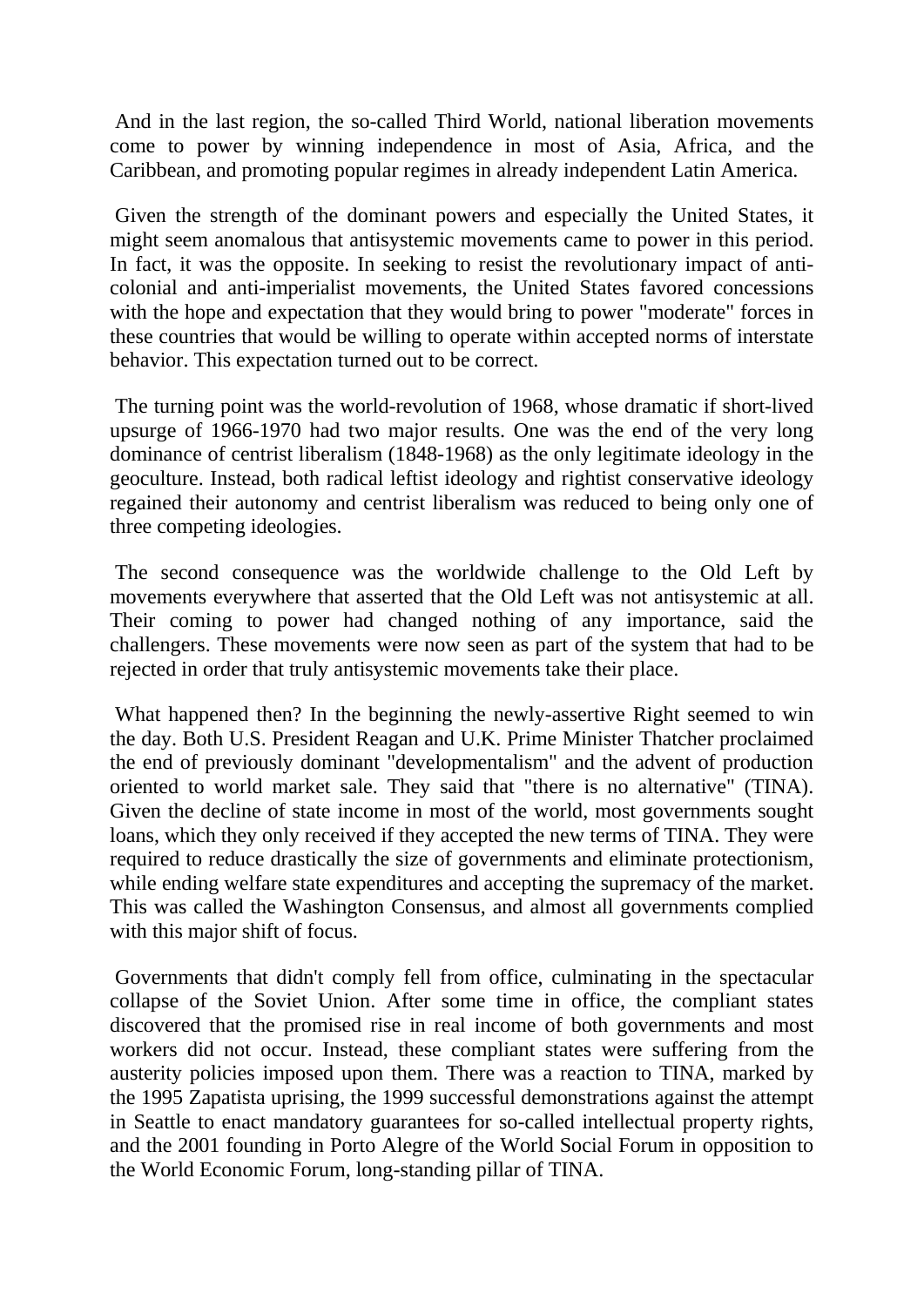And in the last region, the so-called Third World, national liberation movements come to power by winning independence in most of Asia, Africa, and the Caribbean, and promoting popular regimes in already independent Latin America.

Given the strength of the dominant powers and especially the United States, it might seem anomalous that antisystemic movements came to power in this period. In fact, it was the opposite. In seeking to resist the revolutionary impact of anti-colonial and anti-imperialist movements, the United States favored concessions with the hope and expectation that they would bring to power "moderate" forces in these countries that would be willing to operate within accepted norms of interstate behavior. This expectation turned out to be correct.

The turning point was the world-revolution of 1968, whose dramatic if short-lived upsurge of 1966-1970 had two major results. One was the end of the very long dominance of centrist liberalism (1848-1968) as the only legitimate ideology in the geoculture. Instead, both radical leftist ideology and rightist conservative ideology regained their autonomy and centrist liberalism was reduced to being only one of three competing ideologies.

The second consequence was the worldwide challenge to the Old Left by movements everywhere that asserted that the Old Left was not antisystemic at all. Their coming to power had changed nothing of any importance, said the challengers. These movements were now seen as part of the system that had to be rejected in order that truly antisystemic movements take their place.

What happened then? In the beginning the newly-assertive Right seemed to win the day. Both U.S. President Reagan and U.K. Prime Minister Thatcher proclaimed the end of previously dominant "developmentalism" and the advent of production oriented to world market sale. They said that "there is no alternative" (TINA). Given the decline of state income in most of the world, most governments sought loans, which they only received if they accepted the new terms of TINA. They were required to reduce drastically the size of governments and eliminate protectionism, while ending welfare state expenditures and accepting the supremacy of the market. This was called the Washington Consensus, and almost all governments complied with this major shift of focus.

Governments that didn't comply fell from office, culminating in the spectacular collapse of the Soviet Union. After some time in office, the compliant states discovered that the promised rise in real income of both governments and most workers did not occur. Instead, these compliant states were suffering from the austerity policies imposed upon them. There was a reaction to TINA, marked by the 1995 Zapatista uprising, the 1999 successful demonstrations against the attempt in Seattle to enact mandatory guarantees for so-called intellectual property rights, and the 2001 founding in Porto Alegre of the World Social Forum in opposition to the World Economic Forum, long-standing pillar of TINA.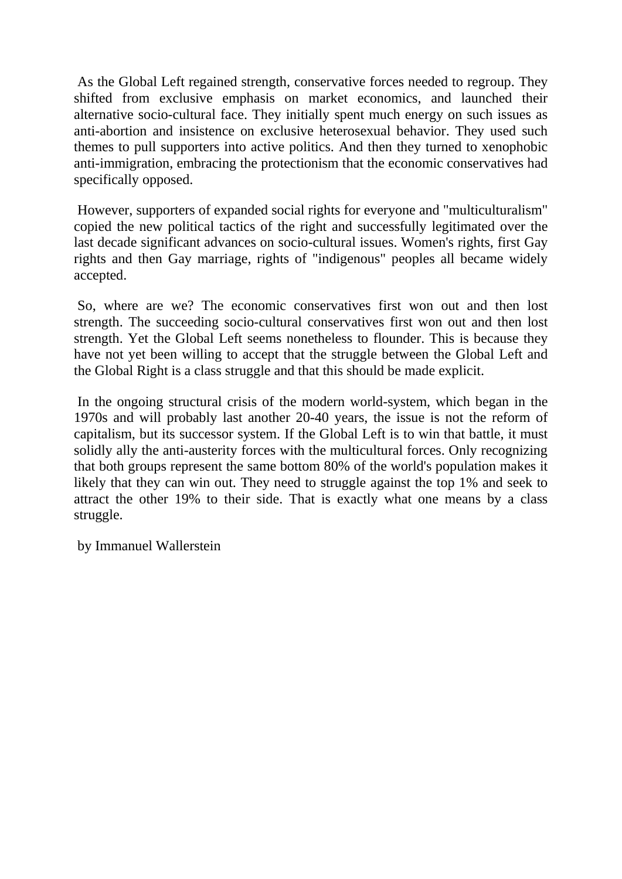As the Global Left regained strength, conservative forces needed to regroup. They shifted from exclusive emphasis on market economics, and launched their alternative socio-cultural face. They initially spent much energy on such issues as anti-abortion and insistence on exclusive heterosexual behavior. They used such themes to pull supporters into active politics. And then they turned to xenophobic anti-immigration, embracing the protectionism that the economic conservatives had specifically opposed.

However, supporters of expanded social rights for everyone and "multiculturalism" copied the new political tactics of the right and successfully legitimated over the last decade significant advances on socio-cultural issues. Women's rights, first Gay rights and then Gay marriage, rights of "indigenous" peoples all became widely accepted.

So, where are we? The economic conservatives first won out and then lost strength. The succeeding socio-cultural conservatives first won out and then lost strength. Yet the Global Left seems nonetheless to flounder. This is because they have not yet been willing to accept that the struggle between the Global Left and the Global Right is a class struggle and that this should be made explicit.

In the ongoing structural crisis of the modern world-system, which began in the 1970s and will probably last another 20-40 years, the issue is not the reform of capitalism, but its successor system. If the Global Left is to win that battle, it must solidly ally the anti-austerity forces with the multicultural forces. Only recognizing that both groups represent the same bottom 80% of the world's population makes it likely that they can win out. They need to struggle against the top 1% and seek to attract the other 19% to their side. That is exactly what one means by a class struggle.

by Immanuel Wallerstein